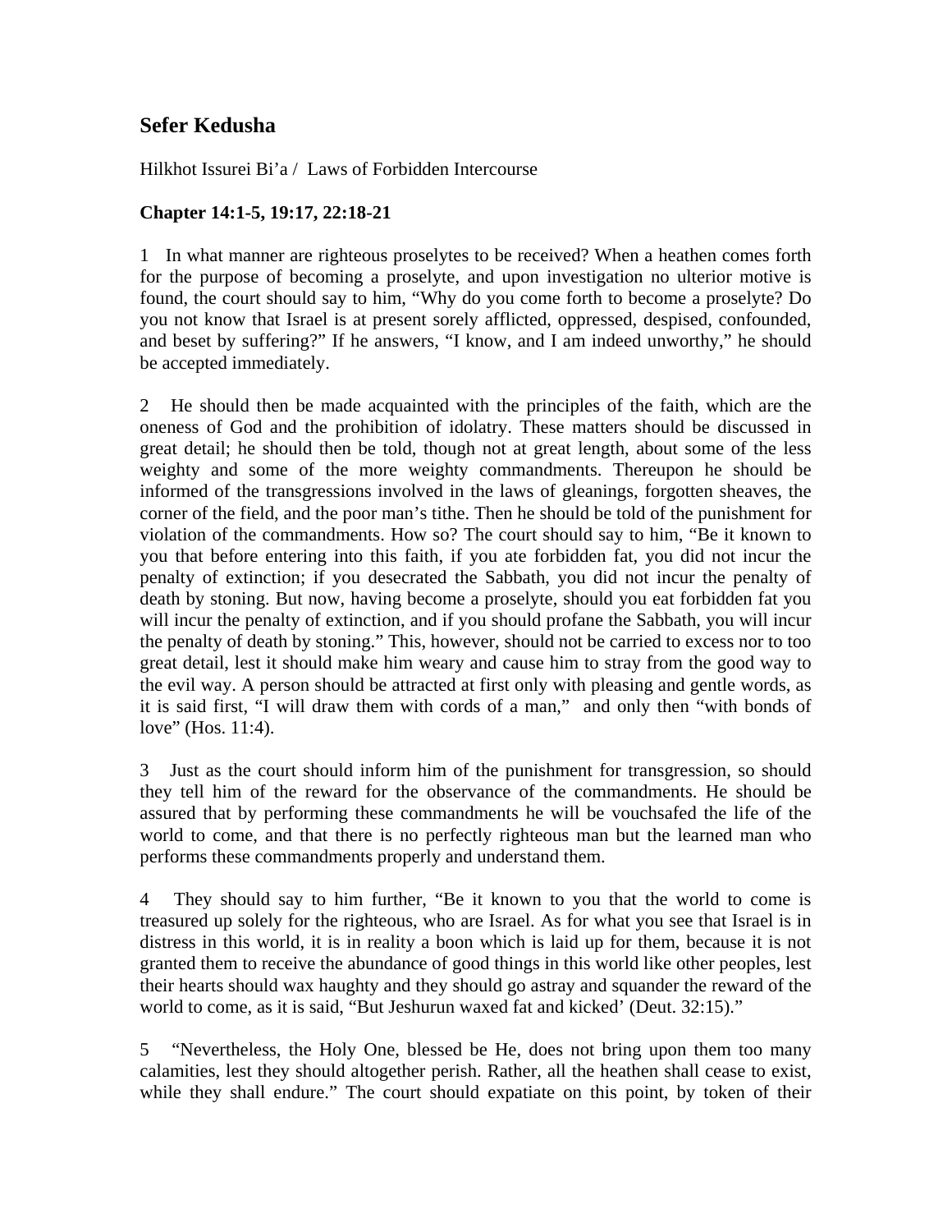## Sefer Kedusha

Hilkhot Issurei Bi'a / Laws of Forbidden Intercourse

### Chapter 14:1-5, 19:17, 22:18-21

1 In what manner are righteous proselytes to be received? When a heathen comes forth for the purpose of becoming a proselyte, and upon investigation no ulterior motive is found, the court should say to him, "Why do you come forth to become a proselyte? Do you not know that Israel is at present sorely afflicted, oppressed, despised, confounded, and beset by suffering?" If he answers, "I know, and I am indeed unworthy," he should be accepted immediately.

2 He should then be made acquainted with the principles of the faith, which are the oneness of God and the prohibition of idolatry. These matters should be discussed in great detail; he should then be told, though not at great length, about some of the less weighty and some of the more weighty commandments. Thereupon he should be informed of the transgressions involved in the laws of gleanings, forgotten sheaves, the corner of the field, and the poor man's tithe. Then he should be told of the punishment for violation of the commandments. How so? The court should say to him, "Be it known to you that before entering into this faith, if you ate forbidden fat, you did not incur the penalty of extinction; if you desecrated the Sabbath, you did not incur the penalty of death by stoning. But now, having become a proselyte, should you eat forbidden fat you will incur the penalty of extinction, and if you should profane the Sabbath, you will incur the penalty of death by stoning." This, however, should not be carried to excess nor to too great detail, lest it should make him weary and cause him to stray from the good way to the evil way. A person should be attracted at first only with pleasing and gentle words, as it is said first, "I will draw them with cords of a man," and only then "with bonds of love" (Hos. 11:4).

3 Just as the court should inform him of the punishment for transgression, so should they tell him of the reward for the observance of the commandments. He should be assured that by performing these commandments he will be vouchsafed the life of the world to come, and that there is no perfectly righteous man but the learned man who performs these commandments properly and understand them.

4 They should say to him further, "Be it known to you that the world to come is treasured up solely for the righteous, who are Israel. As for what you see that Israel is in distress in this world, it is in reality a boon which is laid up for them, because it is not granted them to receive the abundance of good things in this world like other peoples, lest their hearts should wax haughty and they should go astray and squander the reward of the world to come, as it is said, "But Jeshurun waxed fat and kicked' (Deut. 32:15)."

5 "Nevertheless, the Holy One, blessed be He, does not bring upon them too many calamities, lest they should altogether perish. Rather, all the heathen shall cease to exist, while they shall endure." The court should expatiate on this point, by token of their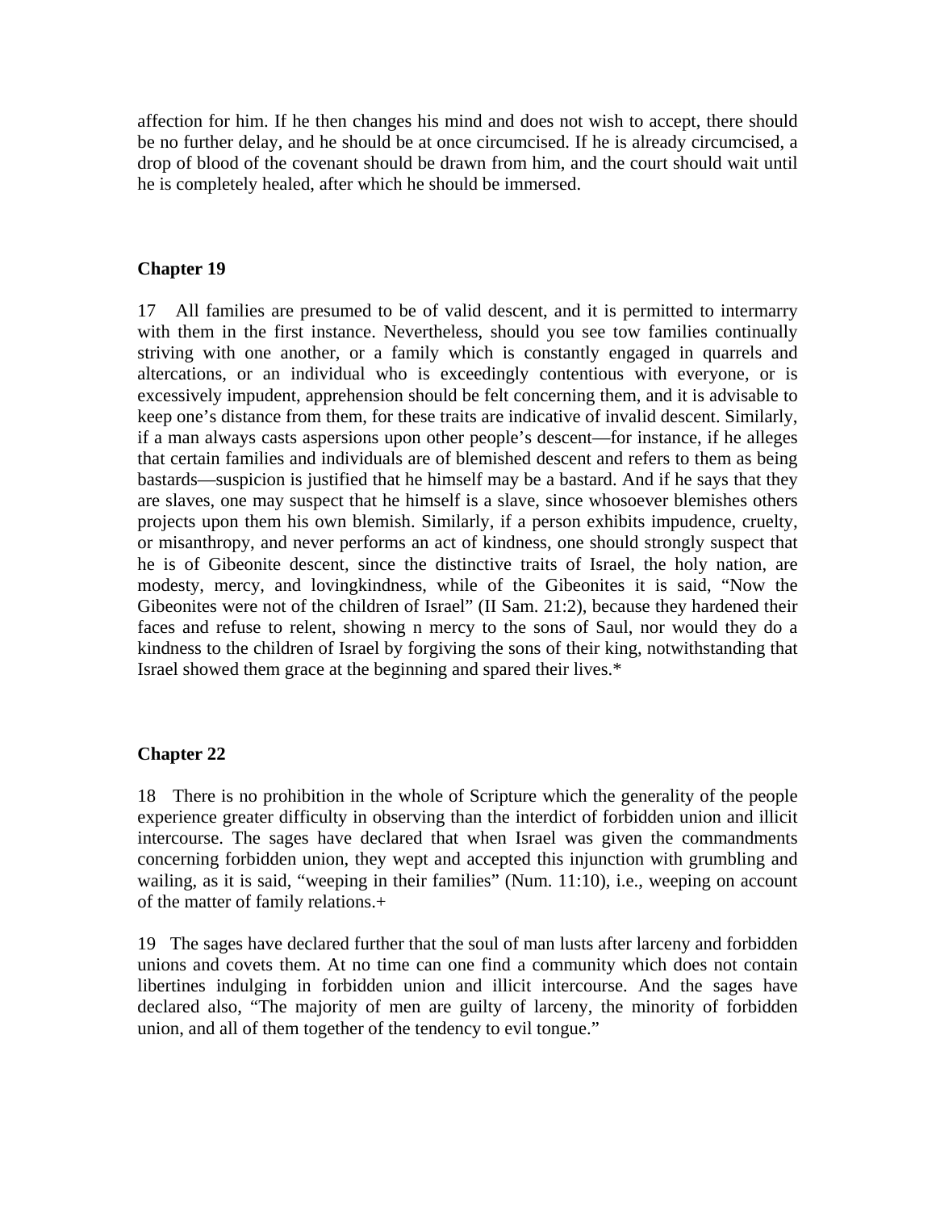affection for him. If he then changes his mind and does not wish to accept, there should be no further delay, and he should be at once circumcised. If he is already circumcised, a drop of blood of the covenant should be drawn from him, and the court should wait until he is completely healed, after which he should be immersed.

### Chapter 19

17 All families are presumed to be of valid descent, and it is permitted to intermarry with them in the first instance. Nevertheless, should you see tow families continually striving with one another, or a family which is constantly engaged in quarrels and altercations, or an individual who is exceedingly contentious with everyone, or is excessively impudent, apprehension should be felt concerning them, and it is advisable to keep one's distance from them, for these traits are indicative of invalid descent. Similarly, if a man always casts aspersions upon other people's descent—for instance, if he alleges that certain families and individuals are of blemished descent and refers to them as being bastards—suspicion is justified that he himself may be a bastard. And if he says that they are slaves, one may suspect that he himself is a slave, since whosoever blemishes others projects upon them his own blemish. Similarly, if a person exhibits impudence, cruelty, or misanthropy, and never performs an act of kindness, one should strongly suspect that he is of Gibeonite descent, since the distinctive traits of Israel, the holy nation, are modesty, mercy, and lovingkindness, while of the Gibeonites it is said, "Now the Gibeonites were not of the children of Israel" (II Sam. 21:2), because they hardened their faces and refuse to relent, showing n mercy to the sons of Saul, nor would they do a kindness to the children of Israel by forgiving the sons of their king, notwithstanding that Israel showed them grace at the beginning and spared their lives.*

### Chapter 22

18 There is no prohibition in the whole of Scripture which the generality of the people experience greater difficulty in observing than the interdict of forbidden union and illicit intercourse. The sages have declared that when Israel was given the commandments concerning forbidden union, they wept and accepted this injunction with grumbling and wailing, as it is said, "weeping in their families" (Num. 11:10), i.e., weeping on account of the matter of family relations.+

19 The sages have declared further that the soul of man lusts after larceny and forbidden unions and covets them. At no time can one find a community which does not contain libertines indulging in forbidden union and illicit intercourse. And the sages have declared also, "The majority of men are guilty of larceny, the minority of forbidden union, and all of them together of the tendency to evil tongue."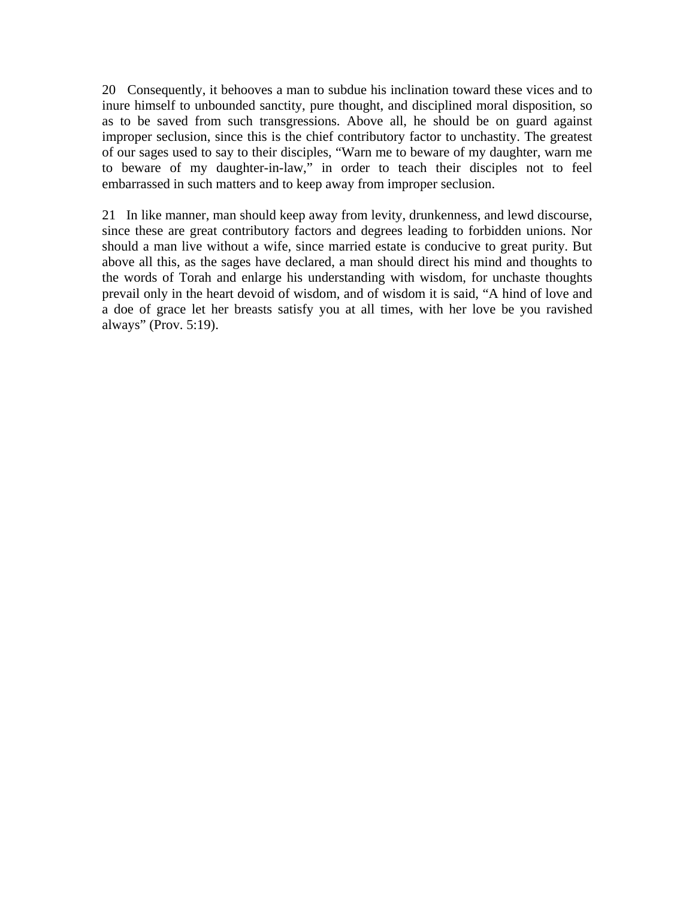20 Consequently, it behooves a man to subdue his inclination toward these vices and to inure himself to unbounded sanctity, pure thought, and disciplined moral disposition, so as to be saved from such transgressions. Above all, he should be on guard against improper seclusion, since this is the chief contributory factor to unchastity. The greatest of our sages used to say to their disciples, “Warn me to beware of my daughter, warn me to beware of my daughter-in-law,” in order to teach their disciples not to feel embarrassed in such matters and to keep away from improper seclusion.

21 In like manner, man should keep away from levity, drunkenness, and lewd discourse, since these are great contributory factors and degrees leading to forbidden unions. Nor should a man live without a wife, since married estate is conducive to great purity. But above all this, as the sages have declared, a man should direct his mind and thoughts to the words of Torah and enlarge his understanding with wisdom, for unchaste thoughts prevail only in the heart devoid of wisdom, and of wisdom it is said, “A hind of love and a doe of grace let her breasts satisfy you at all times, with her love be you ravished always” (Prov. 5:19).